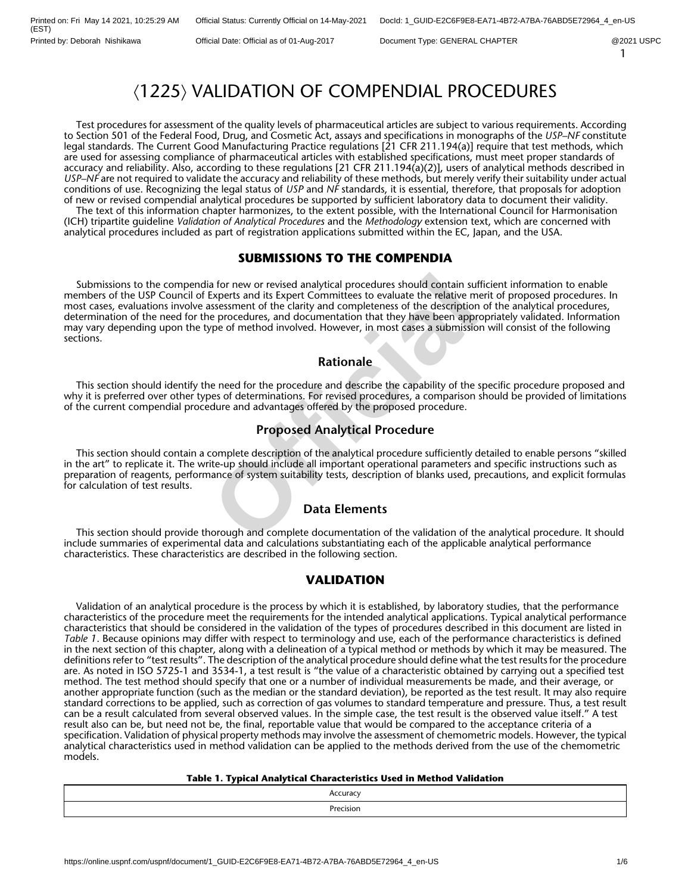# ⟨1225⟩ VALIDATION OF COMPENDIAL PROCEDURES

Test procedures for assessment of the quality levels of pharmaceutical articles are subject to various requirements. According to Section 501 of the Federal Food, Drug, and Cosmetic Act, assays and specifications in monographs of the *USP–NF* constitute legal standards. The Current Good Manufacturing Practice regulations [21 CFR 211.194(a)] require that test methods, which are used for assessing compliance of pharmaceutical articles with established specifications, must meet proper standards of accuracy and reliability. Also, according to these regulations [21 CFR 211.194(a)(2)], users of analytical methods described in *USP–NF* are not required to validate the accuracy and reliability of these methods, but merely verify their suitability under actual conditions of use. Recognizing the legal status of *USP* and *NF* standards, it is essential, therefore, that proposals for adoption of new or revised compendial analytical procedures be supported by sufficient laboratory data to document their validity.

The text of this information chapter harmonizes, to the extent possible, with the International Council for Harmonisation (ICH) tripartite guideline *Validation of Analytical Procedures* and the *Methodology* extension text, which are concerned with analytical procedures included as part of registration applications submitted within the EC, Japan, and the USA.

## SUBMISSIONS TO THE COMPENDIA

Submissions to the compendia for new or revised analytical procedures should contain sufficient information to enable members of the USP Council of Experts and its Expert Committees to evaluate the relative merit of proposed procedures. In most cases, evaluations involve assessment of the clarity and completeness of the description of the analytical procedures, determination of the need for the procedures, and documentation that they have been appropriately validated. Information may vary depending upon the type of method involved. However, in most cases a submission will consist of the following sections.

### Rationale

This section should identify the need for the procedure and describe the capability of the specific procedure proposed and why it is preferred over other types of determinations. For revised procedures, a comparison should be provided of limitations of the current compendial procedure and advantages offered by the proposed procedure.

### Proposed Analytical Procedure

This section should contain a complete description of the analytical procedure sufficiently detailed to enable persons "skilled in the art" to replicate it. The write-up should include all important operational parameters and specific instructions such as preparation of reagents, performance of system suitability tests, description of blanks used, precautions, and explicit formulas for calculation of test results.

### Data Elements

This section should provide thorough and complete documentation of the validation of the analytical procedure. It should include summaries of experimental data and calculations substantiating each of the applicable analytical performance characteristics. These characteristics are described in the following section.

## VALIDATION

Validation of an analytical procedure is the process by which it is established, by laboratory studies, that the performance characteristics of the procedure meet the requirements for the intended analytical applications. Typical analytical performance characteristics that should be considered in the validation of the types of procedures described in this document are listed in *Table 1*. Because opinions may differ with respect to terminology and use, each of the performance characteristics is defined in the next section of this chapter, along with a delineation of a typical method or methods by which it may be measured. The definitions refer to "test results". The description of the analytical procedure should define what the test results for the procedure are. As noted in ISO 5725-1 and 3534-1, a test result is "the value of a characteristic obtained by carrying out a specified test method. The test method should specify that one or a number of individual measurements be made, and their average, or another appropriate function (such as the median or the standard deviation), be reported as the test result. It may also require standard corrections to be applied, such as correction of gas volumes to standard temperature and pressure. Thus, a test result can be a result calculated from several observed values. In the simple case, the test result is the observed value itself." A test result also can be, but need not be, the final, reportable value that would be compared to the acceptance criteria of a specification. Validation of physical property methods may involve the assessment of chemometric models. However, the typical analytical characteristics used in method validation can be applied to the methods derived from the use of the chemometric models.

**Table 1. Typical Analytical Characteristics Used in Method Validation**

| |
|---|
| Accuracy |
| Precision |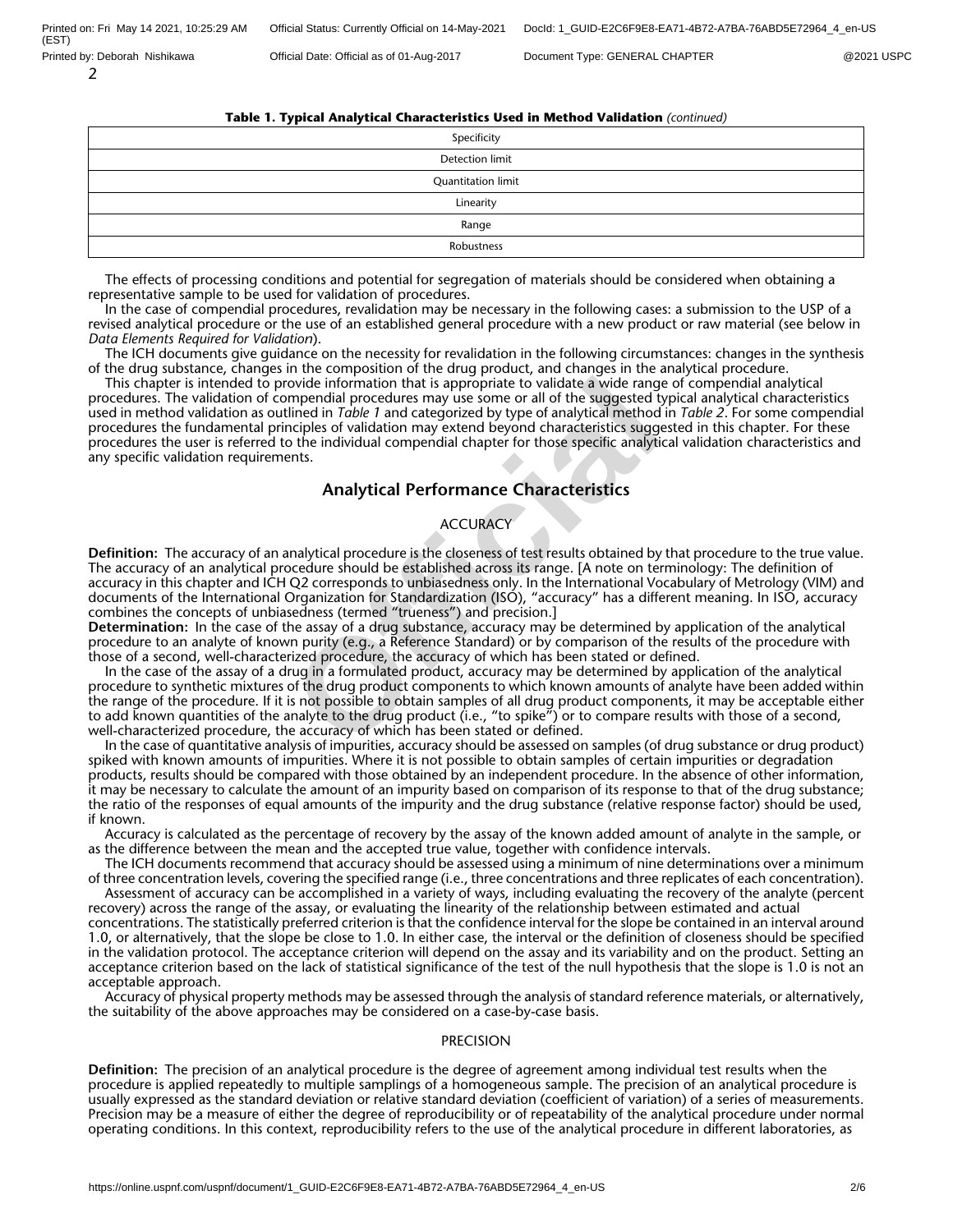**Table 1. Typical Analytical Characteristics Used in Method Validation** *(continued)*

| |
|---|
| Specificity |
| Detection limit |
| Quantitation limit |
| Linearity |
| Range |
| Robustness |

The effects of processing conditions and potential for segregation of materials should be considered when obtaining a representative sample to be used for validation of procedures.

In the case of compendial procedures, revalidation may be necessary in the following cases: a submission to the USP of a revised analytical procedure or the use of an established general procedure with a new product or raw material (see below in *Data Elements Required for Validation*).

The ICH documents give guidance on the necessity for revalidation in the following circumstances: changes in the synthesis of the drug substance, changes in the composition of the drug product, and changes in the analytical procedure.

This chapter is intended to provide information that is appropriate to validate a wide range of compendial analytical procedures. The validation of compendial procedures may use some or all of the suggested typical analytical characteristics used in method validation as outlined in *Table 1* and categorized by type of analytical method in *Table 2*. For some compendial procedures the fundamental principles of validation may extend beyond characteristics suggested in this chapter. For these procedures the user is referred to the individual compendial chapter for those specific analytical validation characteristics and any specific validation requirements.

## Analytical Performance Characteristics

### ACCURACY

**Definition:** The accuracy of an analytical procedure is the closeness of test results obtained by that procedure to the true value. The accuracy of an analytical procedure should be established across its range. [A note on terminology: The definition of accuracy in this chapter and ICH Q2 corresponds to unbiasedness only. In the International Vocabulary of Metrology (VIM) and documents of the International Organization for Standardization (ISO), "accuracy" has a different meaning. In ISO, accuracy combines the concepts of unbiasedness (termed "trueness") and precision.]

**Determination:** In the case of the assay of a drug substance, accuracy may be determined by application of the analytical procedure to an analyte of known purity (e.g., a Reference Standard) or by comparison of the results of the procedure with those of a second, well-characterized procedure, the accuracy of which has been stated or defined.

In the case of the assay of a drug in a formulated product, accuracy may be determined by application of the analytical procedure to synthetic mixtures of the drug product components to which known amounts of analyte have been added within the range of the procedure. If it is not possible to obtain samples of all drug product components, it may be acceptable either to add known quantities of the analyte to the drug product (i.e., "to spike") or to compare results with those of a second, well-characterized procedure, the accuracy of which has been stated or defined.

In the case of quantitative analysis of impurities, accuracy should be assessed on samples (of drug substance or drug product) spiked with known amounts of impurities. Where it is not possible to obtain samples of certain impurities or degradation products, results should be compared with those obtained by an independent procedure. In the absence of other information, it may be necessary to calculate the amount of an impurity based on comparison of its response to that of the drug substance; the ratio of the responses of equal amounts of the impurity and the drug substance (relative response factor) should be used, if known.

Accuracy is calculated as the percentage of recovery by the assay of the known added amount of analyte in the sample, or as the difference between the mean and the accepted true value, together with confidence intervals.

The ICH documents recommend that accuracy should be assessed using a minimum of nine determinations over a minimum of three concentration levels, covering the specified range (i.e., three concentrations and three replicates of each concentration).

Assessment of accuracy can be accomplished in a variety of ways, including evaluating the recovery of the analyte (percent recovery) across the range of the assay, or evaluating the linearity of the relationship between estimated and actual concentrations. The statistically preferred criterion is that the confidence interval for the slope be contained in an interval around 1.0, or alternatively, that the slope be close to 1.0. In either case, the interval or the definition of closeness should be specified in the validation protocol. The acceptance criterion will depend on the assay and its variability and on the product. Setting an acceptance criterion based on the lack of statistical significance of the test of the null hypothesis that the slope is 1.0 is not an acceptable approach.

Accuracy of physical property methods may be assessed through the analysis of standard reference materials, or alternatively, the suitability of the above approaches may be considered on a case-by-case basis.

### PRECISION

**Definition:** The precision of an analytical procedure is the degree of agreement among individual test results when the procedure is applied repeatedly to multiple samplings of a homogeneous sample. The precision of an analytical procedure is usually expressed as the standard deviation or relative standard deviation (coefficient of variation) of a series of measurements. Precision may be a measure of either the degree of reproducibility or of repeatability of the analytical procedure under normal operating conditions. In this context, reproducibility refers to the use of the analytical procedure in different laboratories, as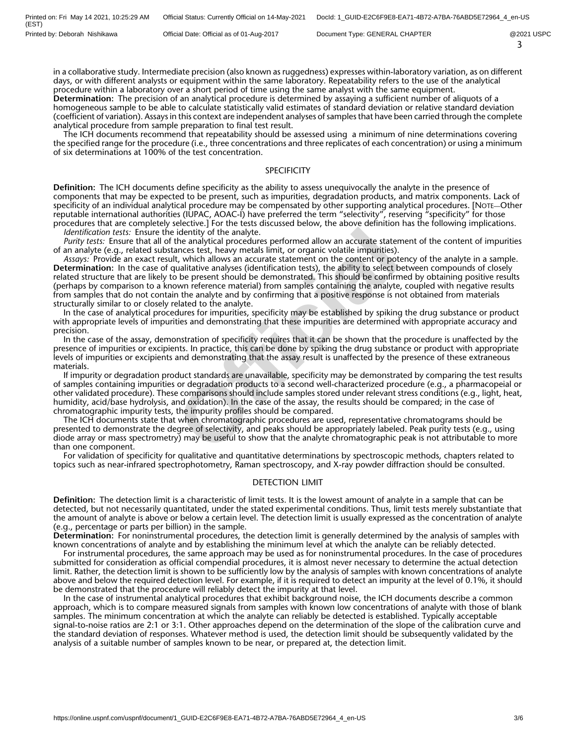in a collaborative study. Intermediate precision (also known as ruggedness) expresses within-laboratory variation, as on different days, or with different analysts or equipment within the same laboratory. Repeatability refers to the use of the analytical procedure within a laboratory over a short period of time using the same analyst with the same equipment.

**Determination:** The precision of an analytical procedure is determined by assaying a sufficient number of aliquots of a homogeneous sample to be able to calculate statistically valid estimates of standard deviation or relative standard deviation (coefficient of variation). Assays in this context are independent analyses of samples that have been carried through the complete analytical procedure from sample preparation to final test result.

The ICH documents recommend that repeatability should be assessed using a minimum of nine determinations covering the specified range for the procedure (i.e., three concentrations and three replicates of each concentration) or using a minimum of six determinations at 100% of the test concentration.

## SPECIFICITY

**Definition:** The ICH documents define specificity as the ability to assess unequivocally the analyte in the presence of components that may be expected to be present, such as impurities, degradation products, and matrix components. Lack of specificity of an individual analytical procedure may be compensated by other supporting analytical procedures. [Note—Other reputable international authorities (IUPAC, AOAC-I) have preferred the term "selectivity", reserving "specificity" for those procedures that are completely selective.] For the tests discussed below, the above definition has the following implications.

*Identification tests:* Ensure the identity of the analyte.

*Purity tests:* Ensure that all of the analytical procedures performed allow an accurate statement of the content of impurities of an analyte (e.g., related substances test, heavy metals limit, or organic volatile impurities).

*Assays:* Provide an exact result, which allows an accurate statement on the content or potency of the analyte in a sample.

**Determination:** In the case of qualitative analyses (identification tests), the ability to select between compounds of closely related structure that are likely to be present should be demonstrated. This should be confirmed by obtaining positive results (perhaps by comparison to a known reference material) from samples containing the analyte, coupled with negative results from samples that do not contain the analyte and by confirming that a positive response is not obtained from materials structurally similar to or closely related to the analyte.

In the case of analytical procedures for impurities, specificity may be established by spiking the drug substance or product with appropriate levels of impurities and demonstrating that these impurities are determined with appropriate accuracy and precision.

In the case of the assay, demonstration of specificity requires that it can be shown that the procedure is unaffected by the presence of impurities or excipients. In practice, this can be done by spiking the drug substance or product with appropriate levels of impurities or excipients and demonstrating that the assay result is unaffected by the presence of these extraneous materials.

If impurity or degradation product standards are unavailable, specificity may be demonstrated by comparing the test results of samples containing impurities or degradation products to a second well-characterized procedure (e.g., a pharmacopeial or other validated procedure). These comparisons should include samples stored under relevant stress conditions (e.g., light, heat, humidity, acid/base hydrolysis, and oxidation). In the case of the assay, the results should be compared; in the case of chromatographic impurity tests, the impurity profiles should be compared.

The ICH documents state that when chromatographic procedures are used, representative chromatograms should be presented to demonstrate the degree of selectivity, and peaks should be appropriately labeled. Peak purity tests (e.g., using diode array or mass spectrometry) may be useful to show that the analyte chromatographic peak is not attributable to more than one component.

For validation of specificity for qualitative and quantitative determinations by spectroscopic methods, chapters related to topics such as near-infrared spectrophotometry, Raman spectroscopy, and X-ray powder diffraction should be consulted.

## DETECTION LIMIT

**Definition:** The detection limit is a characteristic of limit tests. It is the lowest amount of analyte in a sample that can be detected, but not necessarily quantitated, under the stated experimental conditions. Thus, limit tests merely substantiate that the amount of analyte is above or below a certain level. The detection limit is usually expressed as the concentration of analyte (e.g., percentage or parts per billion) in the sample.

**Determination:** For noninstrumental procedures, the detection limit is generally determined by the analysis of samples with known concentrations of analyte and by establishing the minimum level at which the analyte can be reliably detected.

For instrumental procedures, the same approach may be used as for noninstrumental procedures. In the case of procedures submitted for consideration as official compendial procedures, it is almost never necessary to determine the actual detection limit. Rather, the detection limit is shown to be sufficiently low by the analysis of samples with known concentrations of analyte above and below the required detection level. For example, if it is required to detect an impurity at the level of 0.1%, it should be demonstrated that the procedure will reliably detect the impurity at that level.

In the case of instrumental analytical procedures that exhibit background noise, the ICH documents describe a common approach, which is to compare measured signals from samples with known low concentrations of analyte with those of blank samples. The minimum concentration at which the analyte can reliably be detected is established. Typically acceptable signal-to-noise ratios are 2:1 or 3:1. Other approaches depend on the determination of the slope of the calibration curve and the standard deviation of responses. Whatever method is used, the detection limit should be subsequently validated by the analysis of a suitable number of samples known to be near, or prepared at, the detection limit.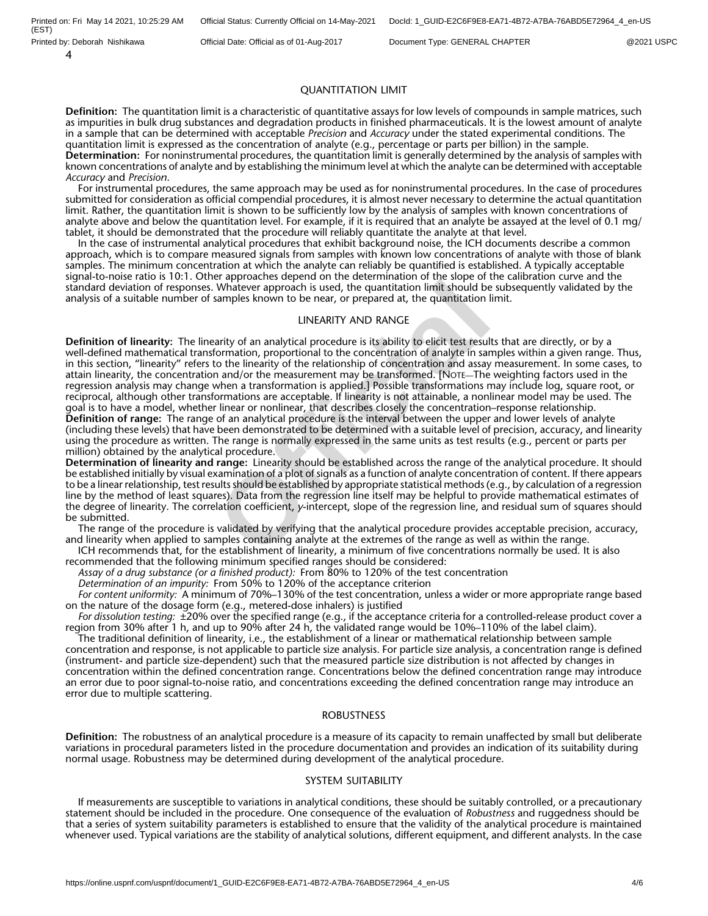## QUANTITATION LIMIT

**Definition:** The quantitation limit is a characteristic of quantitative assays for low levels of compounds in sample matrices, such as impurities in bulk drug substances and degradation products in finished pharmaceuticals. It is the lowest amount of analyte in a sample that can be determined with acceptable *Precision* and *Accuracy* under the stated experimental conditions. The quantitation limit is expressed as the concentration of analyte (e.g., percentage or parts per billion) in the sample.

**Determination:** For noninstrumental procedures, the quantitation limit is generally determined by the analysis of samples with known concentrations of analyte and by establishing the minimum level at which the analyte can be determined with acceptable *Accuracy* and *Precision*.

For instrumental procedures, the same approach may be used as for noninstrumental procedures. In the case of procedures submitted for consideration as official compendial procedures, it is almost never necessary to determine the actual quantitation limit. Rather, the quantitation limit is shown to be sufficiently low by the analysis of samples with known concentrations of analyte above and below the quantitation level. For example, if it is required that an analyte be assayed at the level of 0.1 mg/tablet, it should be demonstrated that the procedure will reliably quantitate the analyte at that level.

In the case of instrumental analytical procedures that exhibit background noise, the ICH documents describe a common approach, which is to compare measured signals from samples with known low concentrations of analyte with those of blank samples. The minimum concentration at which the analyte can reliably be quantified is established. A typically acceptable signal-to-noise ratio is 10:1. Other approaches depend on the determination of the slope of the calibration curve and the standard deviation of responses. Whatever approach is used, the quantitation limit should be subsequently validated by the analysis of a suitable number of samples known to be near, or prepared at, the quantitation limit.

## LINEARITY AND RANGE

**Definition of linearity:** The linearity of an analytical procedure is its ability to elicit test results that are directly, or by a well-defined mathematical transformation, proportional to the concentration of analyte in samples within a given range. Thus, in this section, "linearity" refers to the linearity of the relationship of concentration and assay measurement. In some cases, to attain linearity, the concentration and/or the measurement may be transformed. [Note—The weighting factors used in the regression analysis may change when a transformation is applied.] Possible transformations may include log, square root, or reciprocal, although other transformations are acceptable. If linearity is not attainable, a nonlinear model may be used. The goal is to have a model, whether linear or nonlinear, that describes closely the concentration–response relationship.

**Definition of range:** The range of an analytical procedure is the interval between the upper and lower levels of analyte (including these levels) that have been demonstrated to be determined with a suitable level of precision, accuracy, and linearity using the procedure as written. The range is normally expressed in the same units as test results (e.g., percent or parts per million) obtained by the analytical procedure.

**Determination of linearity and range:** Linearity should be established across the range of the analytical procedure. It should be established initially by visual examination of a plot of signals as a function of analyte concentration of content. If there appears to be a linear relationship, test results should be established by appropriate statistical methods (e.g., by calculation of a regression line by the method of least squares). Data from the regression line itself may be helpful to provide mathematical estimates of the degree of linearity. The correlation coefficient, *y*-intercept, slope of the regression line, and residual sum of squares should be submitted.

The range of the procedure is validated by verifying that the analytical procedure provides acceptable precision, accuracy, and linearity when applied to samples containing analyte at the extremes of the range as well as within the range.

ICH recommends that, for the establishment of linearity, a minimum of five concentrations normally be used. It is also recommended that the following minimum specified ranges should be considered:

*Assay of a drug substance (or a finished product):* From 80% to 120% of the test concentration

*Determination of an impurity:* From 50% to 120% of the acceptance criterion

*For content uniformity:* A minimum of 70%–130% of the test concentration, unless a wider or more appropriate range based on the nature of the dosage form (e.g., metered-dose inhalers) is justified

*For dissolution testing:* ±20% over the specified range (e.g., if the acceptance criteria for a controlled-release product cover a region from 30% after 1 h, and up to 90% after 24 h, the validated range would be 10%–110% of the label claim).

The traditional definition of linearity, i.e., the establishment of a linear or mathematical relationship between sample concentration and response, is not applicable to particle size analysis. For particle size analysis, a concentration range is defined (instrument- and particle size-dependent) such that the measured particle size distribution is not affected by changes in concentration within the defined concentration range. Concentrations below the defined concentration range may introduce an error due to poor signal-to-noise ratio, and concentrations exceeding the defined concentration range may introduce an error due to multiple scattering.

## ROBUSTNESS

**Definition:** The robustness of an analytical procedure is a measure of its capacity to remain unaffected by small but deliberate variations in procedural parameters listed in the procedure documentation and provides an indication of its suitability during normal usage. Robustness may be determined during development of the analytical procedure.

## SYSTEM SUITABILITY

If measurements are susceptible to variations in analytical conditions, these should be suitably controlled, or a precautionary statement should be included in the procedure. One consequence of the evaluation of *Robustness* and ruggedness should be that a series of system suitability parameters is established to ensure that the validity of the analytical procedure is maintained whenever used. Typical variations are the stability of analytical solutions, different equipment, and different analysts. In the case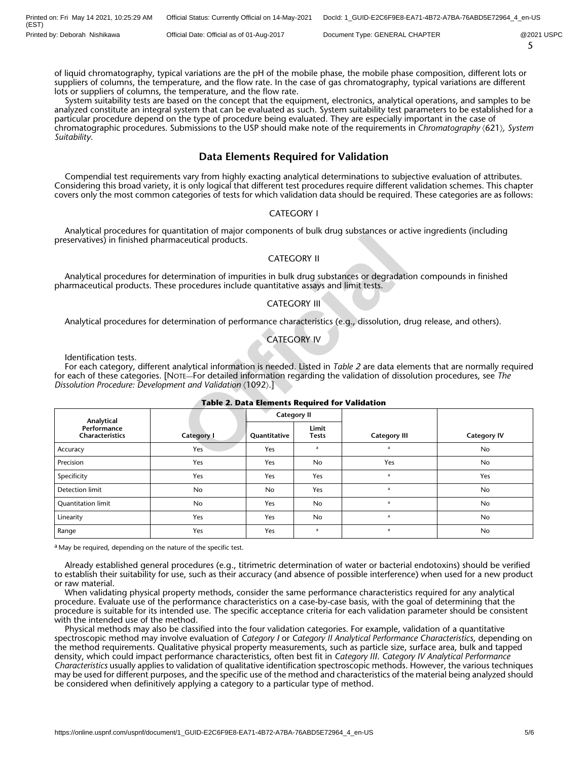of liquid chromatography, typical variations are the pH of the mobile phase, the mobile phase composition, different lots or suppliers of columns, the temperature, and the flow rate. In the case of gas chromatography, typical variations are different lots or suppliers of columns, the temperature, and the flow rate.

System suitability tests are based on the concept that the equipment, electronics, analytical operations, and samples to be analyzed constitute an integral system that can be evaluated as such. System suitability test parameters to be established for a particular procedure depend on the type of procedure being evaluated. They are especially important in the case of chromatographic procedures. Submissions to the USP should make note of the requirements in *Chromatography* ⟨621⟩*, System Suitability*.

## Data Elements Required for Validation

Compendial test requirements vary from highly exacting analytical determinations to subjective evaluation of attributes. Considering this broad variety, it is only logical that different test procedures require different validation schemes. This chapter covers only the most common categories of tests for which validation data should be required. These categories are as follows:

### CATEGORY I

Analytical procedures for quantitation of major components of bulk drug substances or active ingredients (including preservatives) in finished pharmaceutical products.

### CATEGORY II

Analytical procedures for determination of impurities in bulk drug substances or degradation compounds in finished pharmaceutical products. These procedures include quantitative assays and limit tests.

### CATEGORY III

Analytical procedures for determination of performance characteristics (e.g., dissolution, drug release, and others).

### CATEGORY IV

Identification tests.

For each category, different analytical information is needed. Listed in *Table 2* are data elements that are normally required for each of these categories. [NOTE—For detailed information regarding the validation of dissolution procedures, see *The Dissolution Procedure: Development and Validation* ⟨1092⟩.]

**Table 2. Data Elements Required for Validation**

| Analytical Performance Characteristics | Category I | Category II | | Category III | Category IV |
|---|---|---|---|---|---|
| | | Quantitative | Limit Tests | | |
| Accuracy | Yes | Yes | [a] | [a] | No |
| Precision | Yes | Yes | No | Yes | No |
| Specificity | Yes | Yes | Yes | [a] | Yes |
| Detection limit | No | No | Yes | [a] | No |
| Quantitation limit | No | Yes | No | [a] | No |
| Linearity | Yes | Yes | No | [a] | No |
| Range | Yes | Yes | [a] | [a] | No |

[a] May be required, depending on the nature of the specific test.

Already established general procedures (e.g., titrimetric determination of water or bacterial endotoxins) should be verified to establish their suitability for use, such as their accuracy (and absence of possible interference) when used for a new product or raw material.

When validating physical property methods, consider the same performance characteristics required for any analytical procedure. Evaluate use of the performance characteristics on a case-by-case basis, with the goal of determining that the procedure is suitable for its intended use. The specific acceptance criteria for each validation parameter should be consistent with the intended use of the method.

Physical methods may also be classified into the four validation categories. For example, validation of a quantitative spectroscopic method may involve evaluation of *Category I* or *Category II Analytical Performance Characteristics*, depending on the method requirements. Qualitative physical property measurements, such as particle size, surface area, bulk and tapped density, which could impact performance characteristics, often best fit in *Category III. Category IV Analytical Performance Characteristics* usually applies to validation of qualitative identification spectroscopic methods. However, the various techniques may be used for different purposes, and the specific use of the method and characteristics of the material being analyzed should be considered when definitively applying a category to a particular type of method.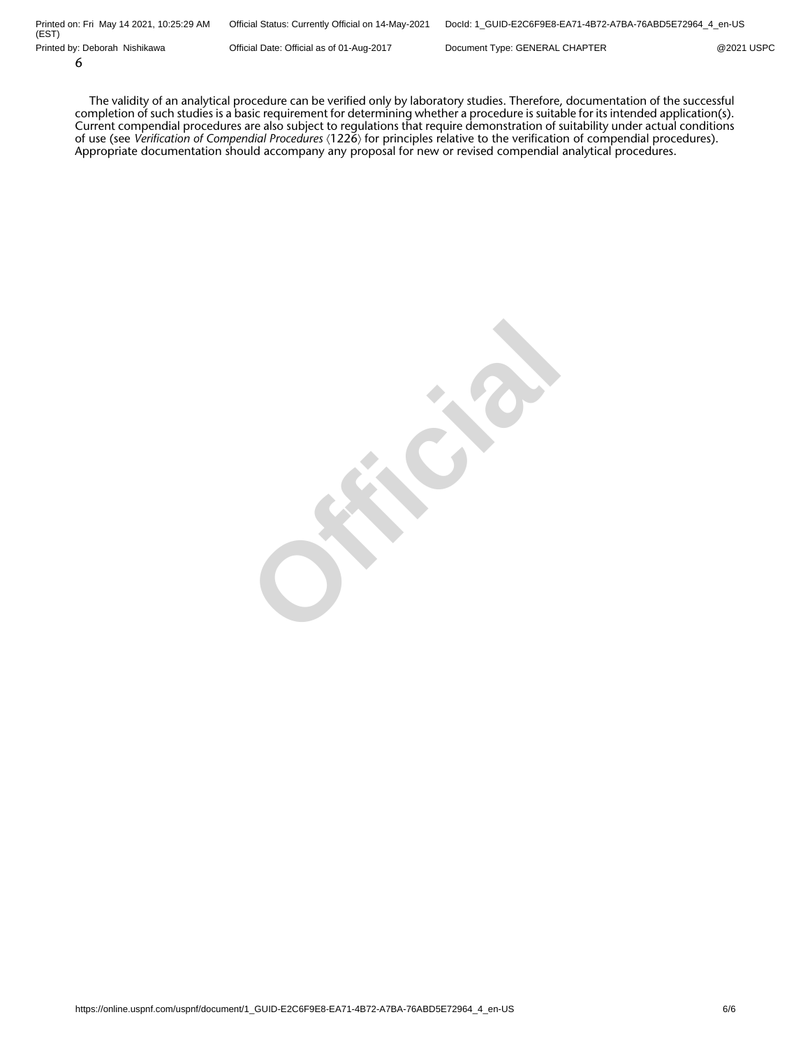The validity of an analytical procedure can be verified only by laboratory studies. Therefore, documentation of the successful completion of such studies is a basic requirement for determining whether a procedure is suitable for its intended application(s). Current compendial procedures are also subject to regulations that require demonstration of suitability under actual conditions of use (see *Verification of Compendial Procedures* ⟨1226⟩ for principles relative to the verification of compendial procedures). Appropriate documentation should accompany any proposal for new or revised compendial analytical procedures.